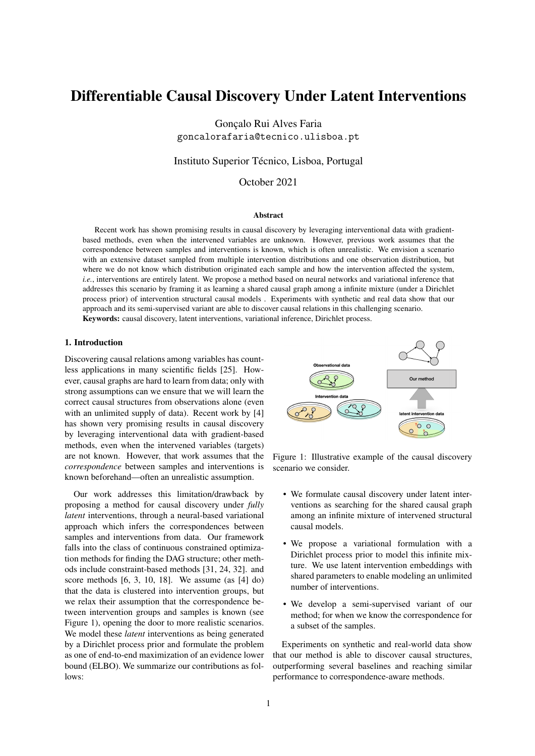# Differentiable Causal Discovery Under Latent Interventions

Gonçalo Rui Alves Faria
goncalorafaria@tecnico.ulisboa.pt

Instituto Superior Técnico, Lisboa, Portugal

October 2021

### Abstract

Recent work has shown promising results in causal discovery by leveraging interventional data with gradient-based methods, even when the intervened variables are unknown. However, previous work assumes that the correspondence between samples and interventions is known, which is often unrealistic. We envision a scenario with an extensive dataset sampled from multiple intervention distributions and one observation distribution, but where we do not know which distribution originated each sample and how the intervention affected the system, *i.e.*, interventions are entirely latent. We propose a method based on neural networks and variational inference that addresses this scenario by framing it as learning a shared causal graph among a infinite mixture (under a Dirichlet process prior) of intervention structural causal models . Experiments with synthetic and real data show that our approach and its semi-supervised variant are able to discover causal relations in this challenging scenario.
**Keywords:** causal discovery, latent interventions, variational inference, Dirichlet process.

## 1. Introduction

Discovering causal relations among variables has countless applications in many scientific fields [25]. However, causal graphs are hard to learn from data; only with strong assumptions can we ensure that we will learn the correct causal structures from observations alone (even with an unlimited supply of data). Recent work by [4] has shown very promising results in causal discovery by leveraging interventional data with gradient-based methods, even when the intervened variables (targets) are not known. However, that work assumes that the *correspondence* between samples and interventions is known beforehand—often an unrealistic assumption.

Our work addresses this limitation/drawback by proposing a method for causal discovery under *fully latent* interventions, through a neural-based variational approach which infers the correspondences between samples and interventions from data. Our framework falls into the class of continuous constrained optimization methods for finding the DAG structure; other methods include constraint-based methods [31, 24, 32]. and score methods [6, 3, 10, 18]. We assume (as [4] do) that the data is clustered into intervention groups, but we relax their assumption that the correspondence between intervention groups and samples is known (see Figure 1), opening the door to more realistic scenarios. We model these *latent* interventions as being generated by a Dirichlet process prior and formulate the problem as one of end-to-end maximization of an evidence lower bound (ELBO). We summarize our contributions as follows:

Figure 1: Illustrative example of the causal discovery scenario we consider.

- We formulate causal discovery under latent interventions as searching for the shared causal graph among an infinite mixture of intervened structural causal models.
- We propose a variational formulation with a Dirichlet process prior to model this infinite mixture. We use latent intervention embeddings with shared parameters to enable modeling an unlimited number of interventions.
- We develop a semi-supervised variant of our method; for when we know the correspondence for a subset of the samples.

Experiments on synthetic and real-world data show that our method is able to discover causal structures, outperforming several baselines and reaching similar performance to correspondence-aware methods.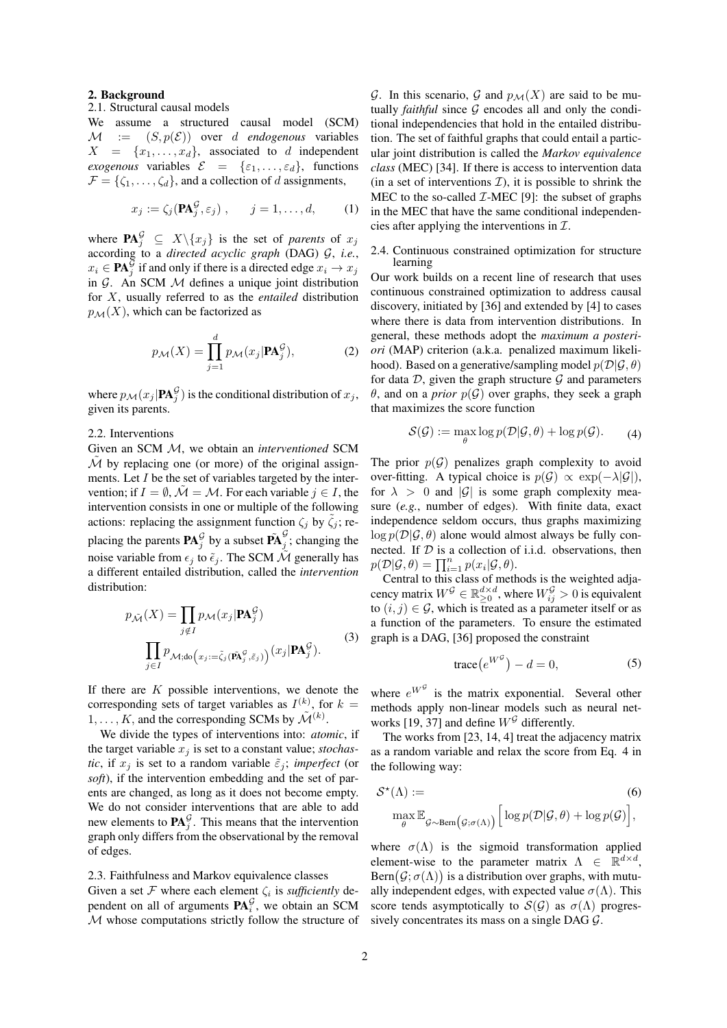## 2. Background

### 2.1. Structural causal models

We assume a structured causal model (SCM) $\mathcal{M} := (S, p(\mathcal{E}))$ over $d$ *endogenous* variables $X = \{x_1, \ldots, x_d\}$, associated to $d$ independent *exogenous* variables $\mathcal{E} = \{\varepsilon_1, \ldots, \varepsilon_d\}$, functions $\mathcal{F} = \{\zeta_1, \ldots, \zeta_d\}$, and a collection of $d$ assignments,

$$x_j := \zeta_j(\mathbf{PA}_j^{\mathcal{G}}, \varepsilon_j)\ , \qquad j = 1, \ldots, d, \tag{1}$$

where $\mathbf{PA}_j^{\mathcal{G}} \subseteq X \backslash \{x_j\}$ is the set of *parents* of $x_j$ according to a *directed acyclic graph* (DAG) $\mathcal{G}$, *i.e.*, $x_i \in \mathbf{PA}_j^{\mathcal{G}}$ if and only if there is a directed edge $x_i \rightarrow x_j$ in $\mathcal{G}$. An SCM $\mathcal{M}$ defines a unique joint distribution for $X$, usually referred to as the *entailed* distribution $p_{\mathcal{M}}(X)$, which can be factorized as

$$p_{\mathcal{M}}(X) = \prod_{j=1}^{d} p_{\mathcal{M}}(x_j | \mathbf{PA}_j^{\mathcal{G}}), \tag{2}$$

where $p_{\mathcal{M}}(x_j | \mathbf{PA}_j^{\mathcal{G}})$ is the conditional distribution of $x_j$, given its parents.

### 2.2. Interventions

Given an SCM $\mathcal{M}$, we obtain an *interventioned* SCM $\tilde{\mathcal{M}}$ by replacing one (or more) of the original assignments. Let $I$ be the set of variables targeted by the intervention; if $I = \emptyset, \tilde{\mathcal{M}} = \mathcal{M}$. For each variable $j \in I$, the intervention consists in one or multiple of the following actions: replacing the assignment function $\zeta_j$ by $\tilde{\zeta}_j$; replacing the parents $\mathbf{PA}_j^{\mathcal{G}}$ by a subset $\tilde{\mathbf{PA}}_j^{\mathcal{G}}$; changing the noise variable from $\epsilon_j$ to $\tilde{\epsilon}_j$. The SCM $\tilde{\mathcal{M}}$ generally has a different entailed distribution, called the *intervention* distribution:

$$\begin{aligned} p_{\tilde{\mathcal{M}}}(X) = &\prod_{j \notin I} p_{\mathcal{M}}(x_j | \mathbf{PA}_j^{\mathcal{G}}) \\ &\prod_{j \in I} p_{\mathcal{M}; \text{do}\left(x_j := \tilde{\zeta}_j(\tilde{\mathbf{PA}}_j^{\mathcal{G}}, \tilde{\varepsilon}_j)\right)}(x_j | \mathbf{PA}_j^{\mathcal{G}}). \end{aligned} \tag{3}$$

If there are $K$ possible interventions, we denote the corresponding sets of target variables as $I^{(k)}$, for $k = 1, \ldots, K$, and the corresponding SCMs by $\tilde{\mathcal{M}}^{(k)}$.

We divide the types of interventions into: *atomic*, if the target variable $x_j$ is set to a constant value; *stochastic*, if $x_j$ is set to a random variable $\tilde{\varepsilon}_j$; *imperfect* (or *soft*), if the intervention embedding and the set of parents are changed, as long as it does not become empty. We do not consider interventions that are able to add new elements to $\mathbf{PA}_j^{\mathcal{G}}$. This means that the intervention graph only differs from the observational by the removal of edges.

### 2.3. Faithfulness and Markov equivalence classes

Given a set $\mathcal{F}$ where each element $\zeta_i$ is *sufficiently* dependent on all of arguments $\mathbf{PA}_i^{\mathcal{G}}$, we obtain an SCM $\mathcal{M}$ whose computations strictly follow the structure of $\mathcal{G}$. In this scenario, $\mathcal{G}$ and $p_{\mathcal{M}}(X)$ are said to be mutually *faithful* since $\mathcal{G}$ encodes all and only the conditional independencies that hold in the entailed distribution. The set of faithful graphs that could entail a particular joint distribution is called the *Markov equivalence class* (MEC) [34]. If there is access to intervention data (in a set of interventions $\mathcal{I}$), it is possible to shrink the MEC to the so-called $\mathcal{I}$-MEC [9]: the subset of graphs in the MEC that have the same conditional independencies after applying the interventions in $\mathcal{I}$.

### 2.4. Continuous constrained optimization for structure learning

Our work builds on a recent line of research that uses continuous constrained optimization to address causal discovery, initiated by [36] and extended by [4] to cases where there is data from intervention distributions. In general, these methods adopt the *maximum a posteriori* (MAP) criterion (a.k.a. penalized maximum likelihood). Based on a generative/sampling model $p(\mathcal{D}|\mathcal{G}, \theta)$ for data $\mathcal{D}$, given the graph structure $\mathcal{G}$ and parameters $\theta$, and on a *prior* $p(\mathcal{G})$ over graphs, they seek a graph that maximizes the score function

$$\mathcal{S}(\mathcal{G}) := \max_{\theta} \log p(\mathcal{D}|\mathcal{G}, \theta) + \log p(\mathcal{G}). \tag{4}$$

The prior $p(\mathcal{G})$ penalizes graph complexity to avoid over-fitting. A typical choice is $p(\mathcal{G}) \propto \exp(-\lambda |\mathcal{G}|)$, for $\lambda > 0$ and $|\mathcal{G}|$ is some graph complexity measure (*e.g.*, number of edges). With finite data, exact independence seldom occurs, thus graphs maximizing $\log p(\mathcal{D}|\mathcal{G}, \theta)$ alone would almost always be fully connected. If $\mathcal{D}$ is a collection of i.i.d. observations, then $p(\mathcal{D}|\mathcal{G}, \theta) = \prod_{i=1}^{n} p(x_i | \mathcal{G}, \theta)$.

Central to this class of methods is the weighted adjacency matrix $W^{\mathcal{G}} \in \mathbb{R}_{\geq 0}^{d \times d}$, where $W_{ij}^{\mathcal{G}} > 0$ is equivalent to $(i, j) \in \mathcal{G}$, which is treated as a parameter itself or as a function of the parameters. To ensure the estimated graph is a DAG, [36] proposed the constraint

$$\text{trace}\big(e^{W^{\mathcal{G}}}\big) - d = 0, \tag{5}$$

where $e^{W^{\mathcal{G}}}$ is the matrix exponential. Several other methods apply non-linear models such as neural networks [19, 37] and define $W^{\mathcal{G}}$ differently.

The works from [23, 14, 4] treat the adjacency matrix as a random variable and relax the score from Eq. 4 in the following way:

$$\begin{aligned} &\mathcal{S}^{\star}(\Lambda) := \\ &\quad \max_{\theta} \mathbb{E}_{\mathcal{G} \sim \text{Bern}\left(\mathcal{G}; \sigma(\Lambda)\right)} \Big[ \log p(\mathcal{D}|\mathcal{G}, \theta) + \log p(\mathcal{G}) \Big], \end{aligned} \tag{6}$$

where $\sigma(\Lambda)$ is the sigmoid transformation applied element-wise to the parameter matrix $\Lambda \in \mathbb{R}^{d \times d}$, $\text{Bern}\big(\mathcal{G}; \sigma(\Lambda)\big)$ is a distribution over graphs, with mutually independent edges, with expected value $\sigma(\Lambda)$. This score tends asymptotically to $\mathcal{S}(\mathcal{G})$ as $\sigma(\Lambda)$ progressively concentrates its mass on a single DAG $\mathcal{G}$.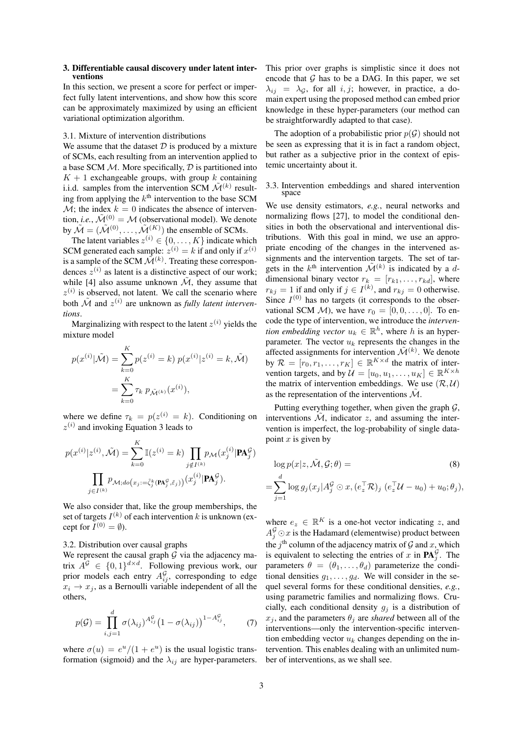## 3. Differentiable causal discovery under latent interventions

In this section, we present a score for perfect or imperfect fully latent interventions, and show how this score can be approximately maximized by using an efficient variational optimization algorithm.

### 3.1. Mixture of intervention distributions

We assume that the dataset $\mathcal{D}$ is produced by a mixture of SCMs, each resulting from an intervention applied to a base SCM $\mathcal{M}$. More specifically, $\mathcal{D}$ is partitioned into $K+1$ exchangeable groups, with group $k$ containing i.i.d. samples from the intervention SCM $\tilde{\mathcal{M}}^{(k)}$ resulting from applying the $k^{\text{th}}$ intervention to the base SCM $\mathcal{M}$; the index $k=0$ indicates the absence of intervention, *i.e.*, $\tilde{\mathcal{M}}^{(0)} = \mathcal{M}$ (observational model). We denote by $\tilde{\mathcal{M}} = (\tilde{\mathcal{M}}^{(0)}, \ldots, \tilde{\mathcal{M}}^{(K)})$ the ensemble of SCMs.

The latent variables $z^{(i)} \in \{0, \ldots, K\}$ indicate which SCM generated each sample: $z^{(i)} = k$ if and only if $x^{(i)}$ is a sample of the SCM $\tilde{\mathcal{M}}^{(k)}$. Treating these correspondences $z^{(i)}$ as latent is a distinctive aspect of our work; while [4] also assume unknown $\tilde{\mathcal{M}}$, they assume that $z^{(i)}$ is observed, not latent. We call the scenario where both $\tilde{\mathcal{M}}$ and $z^{(i)}$ are unknown as *fully latent interventions*.

Marginalizing with respect to the latent $z^{(i)}$ yields the mixture model

$$
\begin{aligned}
p(x^{(i)}|\tilde{\mathcal{M}}) &= \sum_{k=0}^{K} p(z^{(i)}=k)\, p(x^{(i)}|z^{(i)}=k, \tilde{\mathcal{M}}) \\
&= \sum_{k=0}^{K} \tau_k\, p_{\tilde{\mathcal{M}}^{(k)}}(x^{(i)}),
\end{aligned}
$$

where we define $\tau_k = p(z^{(i)}=k)$. Conditioning on $z^{(i)}$ and invoking Equation 3 leads to

$$
\begin{aligned}
p(x^{(i)}|z^{(i)}, \tilde{\mathcal{M}}) = \sum_{k=0}^{K} \mathbb{I}(z^{(i)}=k) \prod_{j \notin I^{(k)}} p_{\mathcal{M}}(x_j^{(i)}|\mathbf{PA}_j^{\mathcal{G}}) \\
\prod_{j \in I^{(k)}} p_{\mathcal{M};do\left(x_j := \tilde{\zeta}_j^k(\mathbf{PA}_j^{\mathcal{G}}, \tilde{\varepsilon}_j)\right)}(x_j^{(i)}|\mathbf{PA}_j^{\mathcal{G}}).
\end{aligned}
$$

We also consider that, like the group memberships, the set of targets $I^{(k)}$ of each intervention $k$ is unknown (except for $I^{(0)} = \emptyset$).

### 3.2. Distribution over causal graphs

We represent the causal graph $\mathcal{G}$ via the adjacency matrix $A^{\mathcal{G}} \in \{0,1\}^{d \times d}$. Following previous work, our prior models each entry $A_{ij}^{\mathcal{G}}$, corresponding to edge $x_i \to x_j$, as a Bernoulli variable independent of all the others,

$$
p(\mathcal{G}) = \prod_{i,j=1}^{d} \sigma(\lambda_{ij})^{A_{ij}^{\mathcal{G}}} \big(1 - \sigma(\lambda_{ij})\big)^{1 - A_{ij}^{\mathcal{G}}}, \tag{7}
$$

where $\sigma(u) = e^u/(1+e^u)$ is the usual logistic transformation (sigmoid) and the $\lambda_{ij}$ are hyper-parameters. This prior over graphs is simplistic since it does not encode that $\mathcal{G}$ has to be a DAG. In this paper, we set $\lambda_{ij} = \lambda_{\mathcal{G}}$, for all $i, j$; however, in practice, a domain expert using the proposed method can embed prior knowledge in these hyper-parameters (our method can be straightforwardly adapted to that case).

The adoption of a probabilistic prior $p(\mathcal{G})$ should not be seen as expressing that it is in fact a random object, but rather as a subjective prior in the context of epistemic uncertainty about it.

### 3.3. Intervention embeddings and shared intervention space

We use density estimators, *e.g.*, neural networks and normalizing flows [27], to model the conditional densities in both the observational and interventional distributions. With this goal in mind, we use an appropriate encoding of the changes in the intervened assignments and the intervention targets. The set of targets in the $k^{\text{th}}$ intervention $\tilde{\mathcal{M}}^{(k)}$ is indicated by a $d$-dimensional binary vector $r_k = [r_{k1}, \ldots, r_{kd}]$, where $r_{kj} = 1$ if and only if $j \in I^{(k)}$, and $r_{kj} = 0$ otherwise. Since $I^{(0)}$ has no targets (it corresponds to the observational SCM $\mathcal{M}$), we have $r_0 = [0, 0, \ldots, 0]$. To encode the type of intervention, we introduce the *intervention embedding vector* $u_k \in \mathbb{R}^h$, where $h$ is an hyper-parameter. The vector $u_k$ represents the changes in the affected assignments for intervention $\tilde{\mathcal{M}}^{(k)}$. We denote by $\mathcal{R} = [r_0, r_1, \ldots, r_K] \in \mathbb{R}^{K \times d}$ the matrix of intervention targets, and by $\mathcal{U} = [u_0, u_1, \ldots, u_K] \in \mathbb{R}^{K \times h}$ the matrix of intervention embeddings. We use $(\mathcal{R}, \mathcal{U})$ as the representation of the interventions $\tilde{\mathcal{M}}$.

Putting everything together, when given the graph $\mathcal{G}$, interventions $\tilde{\mathcal{M}}$, indicator $z$, and assuming the intervention is imperfect, the log-probability of single datapoint $x$ is given by

$$
\begin{aligned}
&\log p(x|z, \tilde{\mathcal{M}}, \mathcal{G}; \theta) = \\
&= \sum_{j=1}^{d} \log g_j(x_j | A_j^{\mathcal{G}} \odot x, (e_z^\top \mathcal{R})_j\ (e_z^\top \mathcal{U} - u_0) + u_0; \theta_j),
\end{aligned} \tag{8}
$$

where $e_z \in \mathbb{R}^K$ is a one-hot vector indicating $z$, and $A_j^{\mathcal{G}} \odot x$ is the Hadamard (elementwise) product between the $j^{\text{th}}$ column of the adjacency matrix of $\mathcal{G}$ and $x$, which is equivalent to selecting the entries of $x$ in $\mathbf{PA}_j^{\mathcal{G}}$. The parameters $\theta = (\theta_1, \ldots, \theta_d)$ parameterize the conditional densities $g_1, \ldots, g_d$. We will consider in the sequel several forms for these conditional densities, *e.g.*, using parametric families and normalizing flows. Crucially, each conditional density $g_j$ is a distribution of $x_j$, and the parameters $\theta_j$ are *shared* between all of the interventions—only the intervention-specific intervention embedding vector $u_k$ changes depending on the intervention. This enables dealing with an unlimited number of interventions, as we shall see.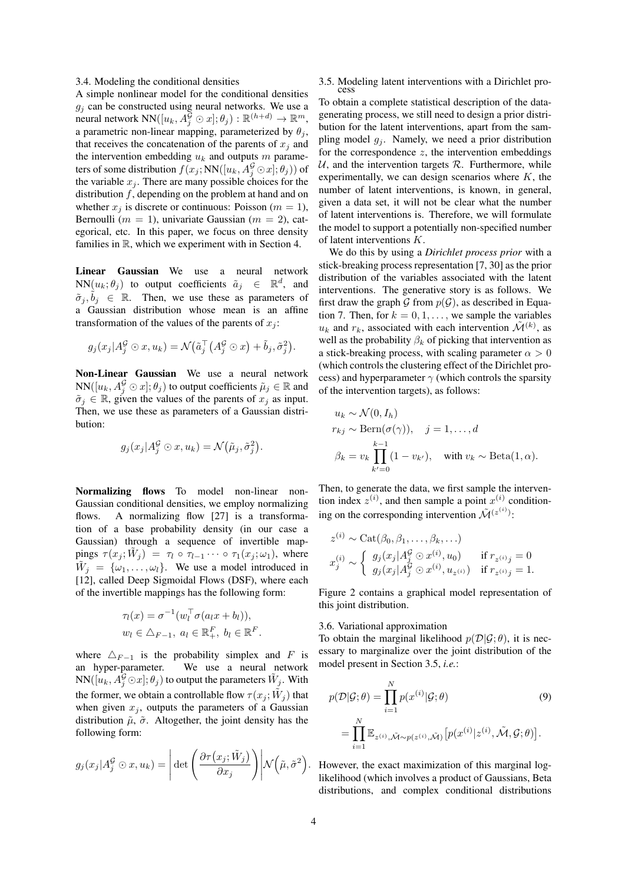### 3.4. Modeling the conditional densities

A simple nonlinear model for the conditional densities $g_j$ can be constructed using neural networks. We use a neural network $\text{NN}([u_k, A_j^{\mathcal{G}} \odot x]; \theta_j) : \mathbb{R}^{(h+d)} \to \mathbb{R}^m$, a parametric non-linear mapping, parameterized by $\theta_j$, that receives the concatenation of the parents of $x_j$ and the intervention embedding $u_k$ and outputs $m$ parameters of some distribution $f(x_j; \text{NN}([u_k, A_j^{\mathcal{G}} \odot x]; \theta_j))$ of the variable $x_j$. There are many possible choices for the distribution $f$, depending on the problem at hand and on whether $x_j$ is discrete or continuous: Poisson ($m = 1$), Bernoulli ($m = 1$), univariate Gaussian ($m = 2$), categorical, etc. In this paper, we focus on three density families in $\mathbb{R}$, which we experiment with in Section 4.

**Linear Gaussian** We use a neural network $\text{NN}(u_k; \theta_j)$ to output coefficients $\tilde{a}_j \in \mathbb{R}^d$, and $\tilde{\sigma}_j, \tilde{b}_j \in \mathbb{R}$. Then, we use these as parameters of a Gaussian distribution whose mean is an affine transformation of the values of the parents of $x_j$:

$$g_j(x_j | A_j^{\mathcal{G}} \odot x, u_k) = \mathcal{N}\big(\tilde{a}_j^\top \big(A_j^{\mathcal{G}} \odot x\big) + \tilde{b}_j, \tilde{\sigma}_j^2\big).$$

**Non-Linear Gaussian** We use a neural network $\text{NN}([u_k, A_j^{\mathcal{G}} \odot x]; \theta_j)$ to output coefficients $\tilde{\mu}_j \in \mathbb{R}$ and $\tilde{\sigma}_j \in \mathbb{R}$, given the values of the parents of $x_j$ as input. Then, we use these as parameters of a Gaussian distribution:

$$g_j(x_j | A_j^{\mathcal{G}} \odot x, u_k) = \mathcal{N}\big(\tilde{\mu}_j, \tilde{\sigma}_j^2\big).$$

**Normalizing flows** To model non-linear non-Gaussian conditional densities, we employ normalizing flows. A normalizing flow [27] is a transformation of a base probability density (in our case a Gaussian) through a sequence of invertible mappings $\tau(x_j; \tilde{W}_j) = \tau_l \circ \tau_{l-1} \cdots \circ \tau_1(x_j; \omega_1)$, where $\tilde{W}_j = \{\omega_1, \ldots, \omega_l\}$. We use a model introduced in [12], called Deep Sigmoidal Flows (DSF), where each of the invertible mappings has the following form:

$$\tau_l(x) = \sigma^{-1}(w_l^\top \sigma(a_l x + b_l)),$$
$$w_l \in \triangle_{F-1},\ a_l \in \mathbb{R}_+^F,\ b_l \in \mathbb{R}^F.$$

where $\triangle_{F-1}$ is the probability simplex and $F$ is an hyper-parameter. We use a neural network $\text{NN}([u_k, A_j^{\mathcal{G}} \odot x]; \theta_j)$ to output the parameters $\tilde{W}_j$. With the former, we obtain a controllable flow $\tau(x_j; \tilde{W}_j)$ that when given $x_j$, outputs the parameters of a Gaussian distribution $\tilde{\mu}$, $\tilde{\sigma}$. Altogether, the joint density has the following form:

$$g_j(x_j | A_j^{\mathcal{G}} \odot x, u_k) = \left| \det \left( \frac{\partial \tau(x_j; \tilde{W}_j)}{\partial x_j} \right) \right| \mathcal{N}\Big(\tilde{\mu}, \tilde{\sigma}^2\Big).$$

### 3.5. Modeling latent interventions with a Dirichlet process

To obtain a complete statistical description of the data-generating process, we still need to design a prior distribution for the latent interventions, apart from the sampling model $g_j$. Namely, we need a prior distribution for the correspondence $z$, the intervention embeddings $\mathcal{U}$, and the intervention targets $\mathcal{R}$. Furthermore, while experimentally, we can design scenarios where $K$, the number of latent interventions, is known, in general, given a data set, it will not be clear what the number of latent interventions is. Therefore, we will formulate the model to support a potentially non-specified number of latent interventions $K$.

We do this by using a *Dirichlet process prior* with a stick-breaking process representation [7, 30] as the prior distribution of the variables associated with the latent interventions. The generative story is as follows. We first draw the graph $\mathcal{G}$ from $p(\mathcal{G})$, as described in Equation 7. Then, for $k = 0, 1, \ldots$, we sample the variables $u_k$ and $r_k$, associated with each intervention $\tilde{\mathcal{M}}^{(k)}$, as well as the probability $\beta_k$ of picking that intervention as a stick-breaking process, with scaling parameter $\alpha > 0$ (which controls the clustering effect of the Dirichlet process) and hyperparameter $\gamma$ (which controls the sparsity of the intervention targets), as follows:

$$u_k \sim \mathcal{N}(0, I_h)$$
$$r_{kj} \sim \text{Bern}(\sigma(\gamma)), \quad j = 1, \ldots, d$$
$$\beta_k = v_k \prod_{k'=0}^{k-1} (1 - v_{k'}), \quad \text{with } v_k \sim \text{Beta}(1, \alpha).$$

Then, to generate the data, we first sample the intervention index $z^{(i)}$, and then sample a point $x^{(i)}$ conditioning on the corresponding intervention $\tilde{\mathcal{M}}^{(z^{(i)})}$:

$$z^{(i)} \sim \text{Cat}(\beta_0, \beta_1, \ldots, \beta_k, \ldots)$$
$$x_j^{(i)} \sim \begin{cases} g_j(x_j | A_j^{\mathcal{G}} \odot x^{(i)}, u_0) & \text{if } r_{z^{(i)}j} = 0 \\ g_j(x_j | A_j^{\mathcal{G}} \odot x^{(i)}, u_{z^{(i)}}) & \text{if } r_{z^{(i)}j} = 1. \end{cases}$$

Figure 2 contains a graphical model representation of this joint distribution.

### 3.6. Variational approximation

To obtain the marginal likelihood $p(\mathcal{D}|\mathcal{G}; \theta)$, it is necessary to marginalize over the joint distribution of the model present in Section 3.5, *i.e.*:

$$p(\mathcal{D}|\mathcal{G}; \theta) = \prod_{i=1}^{N} p(x^{(i)}|\mathcal{G}; \theta) \tag{9}$$
$$= \prod_{i=1}^{N} \mathbb{E}_{z^{(i)}, \tilde{\mathcal{M}} \sim p(z^{(i)}, \tilde{\mathcal{M}})} \big[p(x^{(i)}|z^{(i)}, \tilde{\mathcal{M}}, \mathcal{G}; \theta)\big].$$

However, the exact maximization of this marginal log-likelihood (which involves a product of Gaussians, Beta distributions, and complex conditional distributions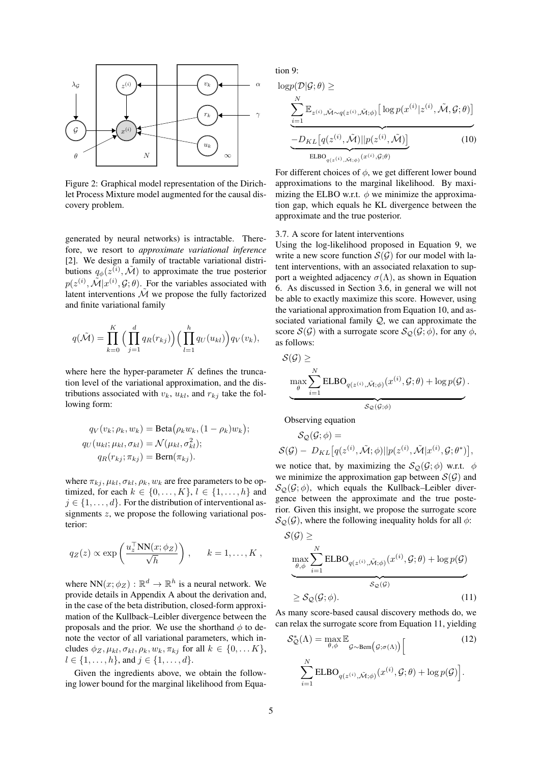Figure 2: Graphical model representation of the Dirichlet Process Mixture model augmented for the causal discovery problem.

generated by neural networks) is intractable. Therefore, we resort to *approximate variational inference* [2]. We design a family of tractable variational distributions $q_\phi(z^{(i)}, \tilde{\mathcal{M}})$ to approximate the true posterior $p(z^{(i)}, \tilde{\mathcal{M}}|x^{(i)}, \mathcal{G}; \theta)$. For the variables associated with latent interventions $\tilde{\mathcal{M}}$ we propose the fully factorized and finite variational family

$$q(\tilde{\mathcal{M}}) = \prod_{k=0}^{K} \Big( \prod_{j=1}^{d} q_R(r_{kj}) \Big) \Big( \prod_{l=1}^{h} q_U(u_{kl}) \Big) q_V(v_k),$$

where here the hyper-parameter $K$ defines the truncation level of the variational approximation, and the distributions associated with $v_k$, $u_{kl}$, and $r_{kj}$ take the following form:

$$\begin{aligned} q_V(v_k; \rho_k, w_k) &= \text{Beta}\big(\rho_k w_k, (1-\rho_k) w_k\big); \\ q_U(u_{kl}; \mu_{kl}, \sigma_{kl}) &= \mathcal{N}(\mu_{kl}, \sigma_{kl}^2); \\ q_R(r_{kj}; \pi_{kj}) &= \text{Bern}(\pi_{kj}). \end{aligned}$$

where $\pi_{kj}, \mu_{kl}, \sigma_{kl}, \rho_k, w_k$ are free parameters to be optimized, for each $k \in \{0, \dots, K\}$, $l \in \{1, \dots, h\}$ and $j \in \{1, \dots, d\}$. For the distribution of interventional assignments $z$, we propose the following variational posterior:

$$q_Z(z) \propto \exp\left( \frac{u_z^\top \text{NN}(x; \phi_Z)}{\sqrt{h}} \right), \qquad k = 1, \dots, K,$$

where $\text{NN}(x; \phi_Z) : \mathbb{R}^d \to \mathbb{R}^h$ is a neural network. We provide details in Appendix A about the derivation and, in the case of the beta distribution, closed-form approximation of the Kullback–Leibler divergence between the proposals and the prior. We use the shorthand $\phi$ to denote the vector of all variational parameters, which includes $\phi_Z, \mu_{kl}, \sigma_{kl}, \rho_k, w_k, \pi_{kj}$ for all $k \in \{0, \dots K\}$, $l \in \{1, \dots, h\}$, and $j \in \{1, \dots, d\}$.

Given the ingredients above, we obtain the following lower bound for the marginal likelihood from Equation 9:

$$\log p(\mathcal{D}|\mathcal{G}; \theta) \geq \sum_{i=1}^{N} \underbrace{\mathbb{E}_{z^{(i)}, \tilde{\mathcal{M}} \sim q(z^{(i)}, \tilde{\mathcal{M}}; \phi)} \big[ \log p(x^{(i)}|z^{(i)}, \tilde{\mathcal{M}}, \mathcal{G}; \theta) \big] - D_{KL}\big[ q(z^{(i)}, \tilde{\mathcal{M}}) || p(z^{(i)}, \tilde{\mathcal{M}}) \big]}_{\text{ELBO}_{q(z^{(i)}, \tilde{\mathcal{M}}; \phi)}(x^{(i)}, \mathcal{G}; \theta)} \tag{10}$$

For different choices of $\phi$, we get different lower bound approximations to the marginal likelihood. By maximizing the ELBO w.r.t. $\phi$ we minimize the approximation gap, which equals he KL divergence between the approximate and the true posterior.

### 3.7. A score for latent interventions

Using the log-likelihood proposed in Equation 9, we write a new score function $\mathcal{S}(\mathcal{G})$ for our model with latent interventions, with an associated relaxation to support a weighted adjacency $\sigma(\Lambda)$, as shown in Equation 6. As discussed in Section 3.6, in general we will not be able to exactly maximize this score. However, using the variational approximation from Equation 10, and associated variational family $\mathcal{Q}$, we can approximate the score $\mathcal{S}(\mathcal{G})$ with a surrogate score $\mathcal{S}_{\mathcal{Q}}(\mathcal{G}; \phi)$, for any $\phi$, as follows:

$$\mathcal{S}(\mathcal{G}) \geq \underbrace{\max_{\theta} \sum_{i=1}^{N} \text{ELBO}_{q(z^{(i)}, \tilde{\mathcal{M}}; \phi)}(x^{(i)}, \mathcal{G}; \theta) + \log p(\mathcal{G})}_{\mathcal{S}_{\mathcal{Q}}(\mathcal{G}; \phi)}.$$

Observing equation

$$\mathcal{S}_{\mathcal{Q}}(\mathcal{G}; \phi) = \mathcal{S}(\mathcal{G}) - D_{KL}\big[ q(z^{(i)}, \tilde{\mathcal{M}}; \phi) || p(z^{(i)}, \tilde{\mathcal{M}}|x^{(i)}, \mathcal{G}; \theta^*) \big],$$

we notice that, by maximizing the $\mathcal{S}_{\mathcal{Q}}(\mathcal{G}; \phi)$ w.r.t. $\phi$ we minimize the approximation gap between $\mathcal{S}(\mathcal{G})$ and $\mathcal{S}_{\mathcal{Q}}(\mathcal{G}; \phi)$, which equals the Kullback–Leibler divergence between the approximate and the true posterior. Given this insight, we propose the surrogate score $\mathcal{S}_{\mathcal{Q}}(\mathcal{G})$, where the following inequality holds for all $\phi$:

$$\mathcal{S}(\mathcal{G}) \geq \underbrace{\max_{\theta, \phi} \sum_{i=1}^{N} \text{ELBO}_{q(z^{(i)}, \tilde{\mathcal{M}}; \phi)}(x^{(i)}, \mathcal{G}; \theta) + \log p(\mathcal{G})}_{\mathcal{S}_{\mathcal{Q}}(\mathcal{G})} \geq \mathcal{S}_{\mathcal{Q}}(\mathcal{G}; \phi). \tag{11}$$

As many score-based causal discovery methods do, we can relax the surrogate score from Equation 11, yielding

$$\mathcal{S}_{\mathcal{Q}}^*(\Lambda) = \max_{\theta, \phi} \mathbb{E}_{\mathcal{G} \sim \text{Bern}\big(\mathcal{G}; \sigma(\Lambda)\big)} \Big[ \sum_{i=1}^{N} \text{ELBO}_{q(z^{(i)}, \tilde{\mathcal{M}}; \phi)}(x^{(i)}, \mathcal{G}; \theta) + \log p(\mathcal{G}) \Big]. \tag{12}$$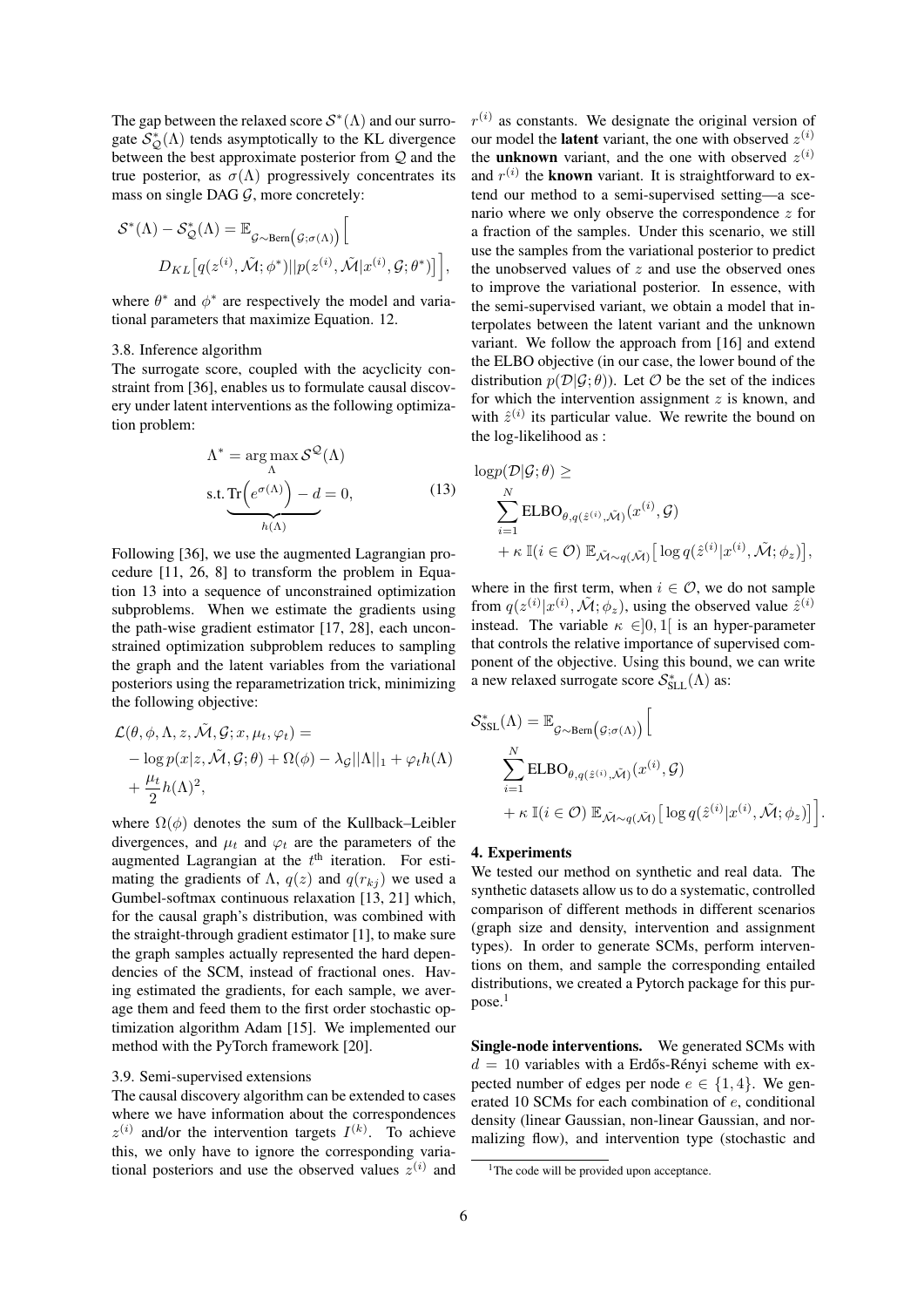The gap between the relaxed score $\mathcal{S}^*(\Lambda)$ and our surrogate $\mathcal{S}^*_{\mathcal{Q}}(\Lambda)$ tends asymptotically to the KL divergence between the best approximate posterior from $\mathcal{Q}$ and the true posterior, as $\sigma(\Lambda)$ progressively concentrates its mass on single DAG $\mathcal{G}$, more concretely:

$$\mathcal{S}^*(\Lambda) - \mathcal{S}^*_{\mathcal{Q}}(\Lambda) = \mathbb{E}_{\mathcal{G}\sim\text{Bern}\left(\mathcal{G};\sigma(\Lambda)\right)}\Big[ D_{KL}\big[q(z^{(i)}, \tilde{\mathcal{M}}; \phi^*)||p(z^{(i)}, \tilde{\mathcal{M}}|x^{(i)}, \mathcal{G}; \theta^*)\big]\Big],$$

where $\theta^*$ and $\phi^*$ are respectively the model and variational parameters that maximize Equation. 12.

### 3.8. Inference algorithm

The surrogate score, coupled with the acyclicity constraint from [36], enables us to formulate causal discovery under latent interventions as the following optimization problem:

$$\Lambda^* = \arg\max_{\Lambda} \mathcal{S}^{\mathcal{Q}}(\Lambda)$$
$$\text{s.t.} \underbrace{\text{Tr}\Big(e^{\sigma(\Lambda)}\Big) - d}_{h(\Lambda)} = 0, \tag{13}$$

Following [36], we use the augmented Lagrangian procedure [11, 26, 8] to transform the problem in Equation 13 into a sequence of unconstrained optimization subproblems. When we estimate the gradients using the path-wise gradient estimator [17, 28], each unconstrained optimization subproblem reduces to sampling the graph and the latent variables from the variational posteriors using the reparametrization trick, minimizing the following objective:

$$\begin{aligned}\mathcal{L}(\theta, \phi, \Lambda, z, \tilde{\mathcal{M}}, \mathcal{G}; x, \mu_t, \varphi_t) = \\ -\log p(x|z, \tilde{\mathcal{M}}, \mathcal{G}; \theta) + \Omega(\phi) - \lambda_{\mathcal{G}}||\Lambda||_1 + \varphi_t h(\Lambda) \\ + \frac{\mu_t}{2} h(\Lambda)^2,\end{aligned}$$

where $\Omega(\phi)$ denotes the sum of the Kullback–Leibler divergences, and $\mu_t$ and $\varphi_t$ are the parameters of the augmented Lagrangian at the $t^{\text{th}}$ iteration. For estimating the gradients of $\Lambda$, $q(z)$ and $q(r_{kj})$ we used a Gumbel-softmax continuous relaxation [13, 21] which, for the causal graph's distribution, was combined with the straight-through gradient estimator [1], to make sure the graph samples actually represented the hard dependencies of the SCM, instead of fractional ones. Having estimated the gradients, for each sample, we average them and feed them to the first order stochastic optimization algorithm Adam [15]. We implemented our method with the PyTorch framework [20].

### 3.9. Semi-supervised extensions

The causal discovery algorithm can be extended to cases where we have information about the correspondences $z^{(i)}$ and/or the intervention targets $I^{(k)}$. To achieve this, we only have to ignore the corresponding variational posteriors and use the observed values $z^{(i)}$ and $r^{(i)}$ as constants. We designate the original version of our model the **latent** variant, the one with observed $z^{(i)}$ the **unknown** variant, and the one with observed $z^{(i)}$ and $r^{(i)}$ the **known** variant. It is straightforward to extend our method to a semi-supervised setting—a scenario where we only observe the correspondence $z$ for a fraction of the samples. Under this scenario, we still use the samples from the variational posterior to predict the unobserved values of $z$ and use the observed ones to improve the variational posterior. In essence, with the semi-supervised variant, we obtain a model that interpolates between the latent variant and the unknown variant. We follow the approach from [16] and extend the ELBO objective (in our case, the lower bound of the distribution $p(\mathcal{D}|\mathcal{G}; \theta)$). Let $\mathcal{O}$ be the set of the indices for which the intervention assignment $z$ is known, and with $\hat{z}^{(i)}$ its particular value. We rewrite the bound on the log-likelihood as :

$$\begin{aligned}\log p(\mathcal{D}|\mathcal{G}; \theta) \geq \\ \sum_{i=1}^{N} \text{ELBO}_{\theta, q(\hat{z}^{(i)}, \tilde{\mathcal{M}})}(x^{(i)}, \mathcal{G}) \\ + \kappa\, \mathbb{I}(i \in \mathcal{O})\, \mathbb{E}_{\tilde{\mathcal{M}}\sim q(\tilde{\mathcal{M}})}\big[\log q(\hat{z}^{(i)}|x^{(i)}, \tilde{\mathcal{M}}; \phi_z)\big],\end{aligned}$$

where in the first term, when $i \in \mathcal{O}$, we do not sample from $q(z^{(i)}|x^{(i)}, \tilde{\mathcal{M}}; \phi_z)$, using the observed value $\hat{z}^{(i)}$ instead. The variable $\kappa \in ]0, 1[$ is an hyper-parameter that controls the relative importance of supervised component of the objective. Using this bound, we can write a new relaxed surrogate score $\mathcal{S}^*_{\text{SLL}}(\Lambda)$ as:

$$\begin{aligned}\mathcal{S}^*_{\text{SSL}}(\Lambda) = \mathbb{E}_{\mathcal{G}\sim\text{Bern}\left(\mathcal{G};\sigma(\Lambda)\right)}\Big[ \\ \sum_{i=1}^{N} \text{ELBO}_{\theta, q(\hat{z}^{(i)}, \tilde{\mathcal{M}})}(x^{(i)}, \mathcal{G}) \\ + \kappa\, \mathbb{I}(i \in \mathcal{O})\, \mathbb{E}_{\tilde{\mathcal{M}}\sim q(\tilde{\mathcal{M}})}\big[\log q(\hat{z}^{(i)}|x^{(i)}, \tilde{\mathcal{M}}; \phi_z)\big]\Big].\end{aligned}$$

## 4. Experiments

We tested our method on synthetic and real data. The synthetic datasets allow us to do a systematic, controlled comparison of different methods in different scenarios (graph size and density, intervention and assignment types). In order to generate SCMs, perform interventions on them, and sample the corresponding entailed distributions, we created a Pytorch package for this purpose.[1]

**Single-node interventions.** We generated SCMs with $d = 10$ variables with a Erdős-Rényi scheme with expected number of edges per node $e \in \{1, 4\}$. We generated 10 SCMs for each combination of $e$, conditional density (linear Gaussian, non-linear Gaussian, and normalizing flow), and intervention type (stochastic and

[1] The code will be provided upon acceptance.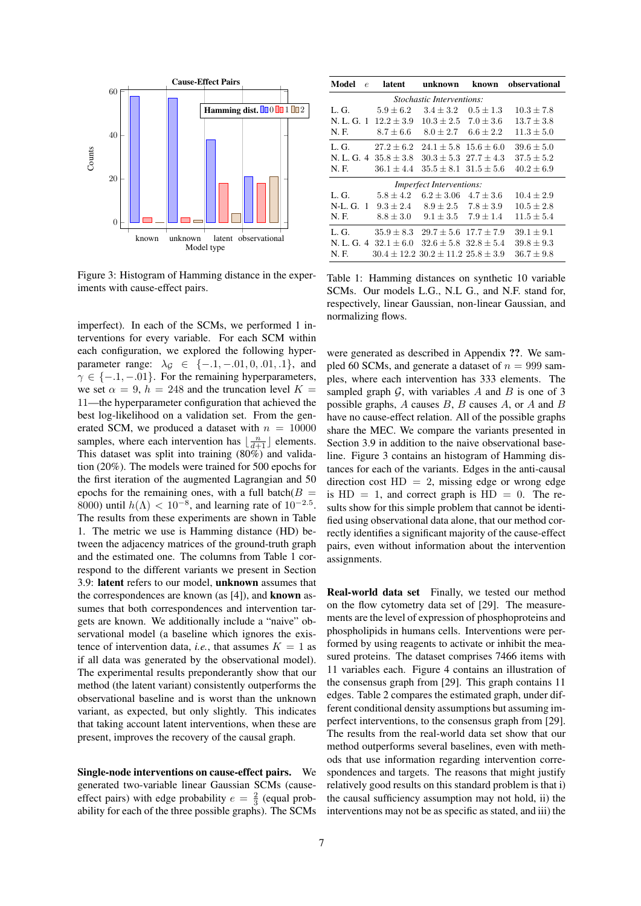Figure 3: Histogram of Hamming distance in the experiments with cause-effect pairs.

imperfect). In each of the SCMs, we performed 1 interventions for every variable. For each SCM within each configuration, we explored the following hyperparameter range: $\lambda_{\mathcal{G}} \in \{-.1, -.01, 0, .01, .1\}$, and $\gamma \in \{-.1, -.01\}$. For the remaining hyperparameters, we set $\alpha = 9$, $h = 248$ and the truncation level $K = 11$—the hyperparameter configuration that achieved the best log-likelihood on a validation set. From the generated SCM, we produced a dataset with $n = 10000$ samples, where each intervention has $\lfloor \frac{n}{d+1} \rfloor$ elements. This dataset was split into training (80%) and validation (20%). The models were trained for 500 epochs for the first iteration of the augmented Lagrangian and 50 epochs for the remaining ones, with a full batch($B = 8000$) until $h(\Lambda) < 10^{-8}$, and learning rate of $10^{-2.5}$. The results from these experiments are shown in Table 1. The metric we use is Hamming distance (HD) between the adjacency matrices of the ground-truth graph and the estimated one. The columns from Table 1 correspond to the different variants we present in Section 3.9: **latent** refers to our model, **unknown** assumes that the correspondences are known (as [4]), and **known** assumes that both correspondences and intervention targets are known. We additionally include a "naive" observational model (a baseline which ignores the existence of intervention data, *i.e.*, that assumes $K = 1$ as if all data was generated by the observational model). The experimental results preponderantly show that our method (the latent variant) consistently outperforms the observational baseline and is worst than the unknown variant, as expected, but only slightly. This indicates that taking account latent interventions, when these are present, improves the recovery of the causal graph.

**Single-node interventions on cause-effect pairs.** We generated two-variable linear Gaussian SCMs (cause-effect pairs) with edge probability $e = \frac{2}{3}$ (equal probability for each of the three possible graphs). The SCMs

| Model | $e$ | latent | unknown | known | observational |
|---|---|---|---|---|---|
| *Stochastic Interventions:* | | | | | |
| L. G. | | $5.9 \pm 6.2$ | $3.4 \pm 3.2$ | $0.5 \pm 1.3$ | $10.3 \pm 7.8$ |
| N. L. G. | 1 | $12.2 \pm 3.9$ | $10.3 \pm 2.5$ | $7.0 \pm 3.6$ | $13.7 \pm 3.8$ |
| N. F. | | $8.7 \pm 6.6$ | $8.0 \pm 2.7$ | $6.6 \pm 2.2$ | $11.3 \pm 5.0$ |
| L. G. | | $27.2 \pm 6.2$ | $24.1 \pm 5.8$ | $15.6 \pm 6.0$ | $39.6 \pm 5.0$ |
| N. L. G. | 4 | $35.8 \pm 3.8$ | $30.3 \pm 5.3$ | $27.7 \pm 4.3$ | $37.5 \pm 5.2$ |
| N. F. | | $36.1 \pm 4.4$ | $35.5 \pm 8.1$ | $31.5 \pm 5.6$ | $40.2 \pm 6.9$ |
| *Imperfect Interventions:* | | | | | |
| L. G. | | $5.8 \pm 4.2$ | $6.2 \pm 3.06$ | $4.7 \pm 3.6$ | $10.4 \pm 2.9$ |
| N-L. G. | 1 | $9.3 \pm 2.4$ | $8.9 \pm 2.5$ | $7.8 \pm 3.9$ | $10.5 \pm 2.8$ |
| N. F. | | $8.8 \pm 3.0$ | $9.1 \pm 3.5$ | $7.9 \pm 1.4$ | $11.5 \pm 5.4$ |
| L. G. | | $35.9 \pm 8.3$ | $29.7 \pm 5.6$ | $17.7 \pm 7.9$ | $39.1 \pm 9.1$ |
| N. L. G. | 4 | $32.1 \pm 6.0$ | $32.6 \pm 5.8$ | $32.8 \pm 5.4$ | $39.8 \pm 9.3$ |
| N. F. | | $30.4 \pm 12.2$ | $30.2 \pm 11.2$ | $25.8 \pm 3.9$ | $36.7 \pm 9.8$ |

Table 1: Hamming distances on synthetic 10 variable SCMs. Our models L.G., N.L G., and N.F. stand for, respectively, linear Gaussian, non-linear Gaussian, and normalizing flows.

were generated as described in Appendix ??. We sampled 60 SCMs, and generate a dataset of $n = 999$ samples, where each intervention has 333 elements. The sampled graph $\mathcal{G}$, with variables $A$ and $B$ is one of 3 possible graphs, $A$ causes $B$, $B$ causes $A$, or $A$ and $B$ have no cause-effect relation. All of the possible graphs share the MEC. We compare the variants presented in Section 3.9 in addition to the naive observational baseline. Figure 3 contains an histogram of Hamming distances for each of the variants. Edges in the anti-causal direction cost HD $= 2$, missing edge or wrong edge is HD $= 1$, and correct graph is HD $= 0$. The results show for this simple problem that cannot be identified using observational data alone, that our method correctly identifies a significant majority of the cause-effect pairs, even without information about the intervention assignments.

**Real-world data set** Finally, we tested our method on the flow cytometry data set of [29]. The measurements are the level of expression of phosphoproteins and phospholipids in humans cells. Interventions were performed by using reagents to activate or inhibit the measured proteins. The dataset comprises 7466 items with 11 variables each. Figure 4 contains an illustration of the consensus graph from [29]. This graph contains 11 edges. Table 2 compares the estimated graph, under different conditional density assumptions but assuming imperfect interventions, to the consensus graph from [29]. The results from the real-world data set show that our method outperforms several baselines, even with methods that use information regarding intervention correspondences and targets. The reasons that might justify relatively good results on this standard problem is that i) the causal sufficiency assumption may not hold, ii) the interventions may not be as specific as stated, and iii) the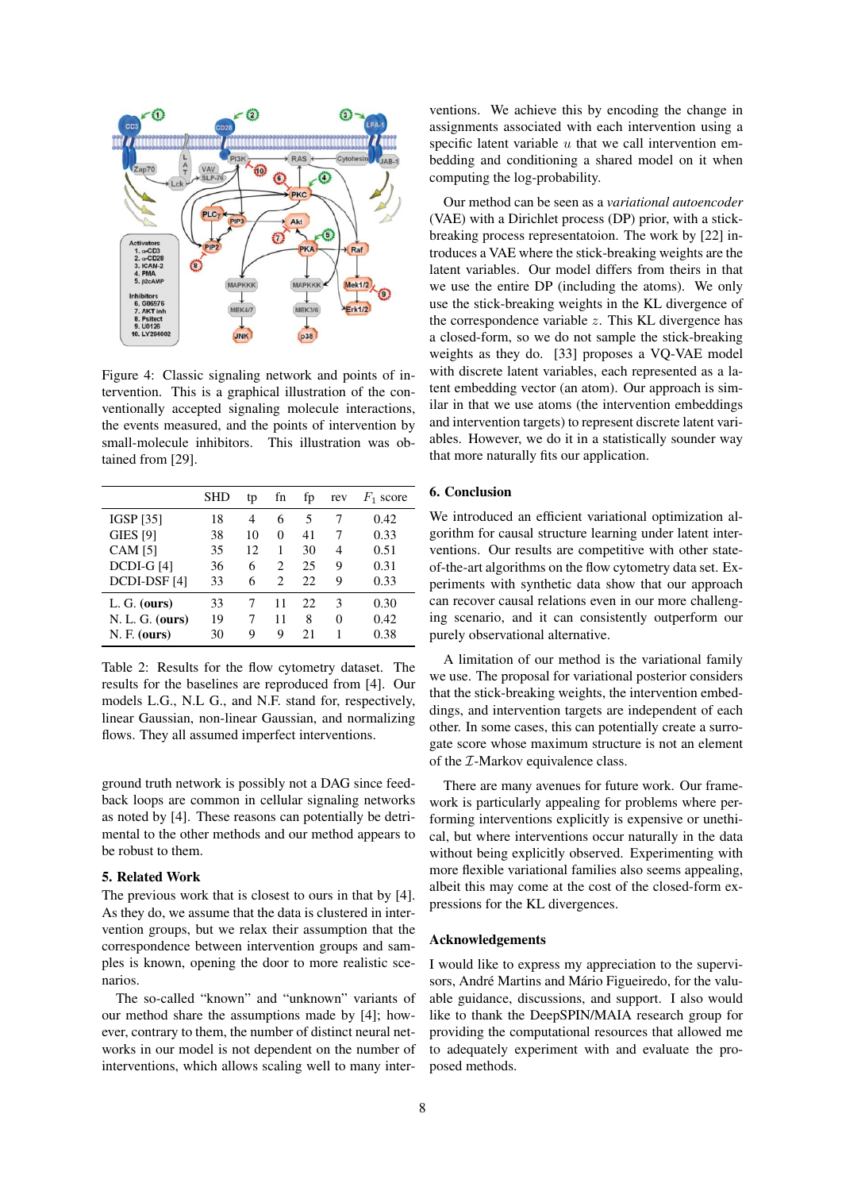Figure 4: Classic signaling network and points of intervention. This is a graphical illustration of the conventionally accepted signaling molecule interactions, the events measured, and the points of intervention by small-molecule inhibitors. This illustration was obtained from [29].

|  | SHD | tp | fn | fp | rev | $F_1$ score |
|---|---|---|---|---|---|---|
| IGSP [35] | 18 | 4 | 6 | 5 | 7 | 0.42 |
| GIES [9] | 38 | 10 | 0 | 41 | 7 | 0.33 |
| CAM [5] | 35 | 12 | 1 | 30 | 4 | 0.51 |
| DCDI-G [4] | 36 | 6 | 2 | 25 | 9 | 0.31 |
| DCDI-DSF [4] | 33 | 6 | 2 | 22 | 9 | 0.33 |
| L. G. **(ours)** | 33 | 7 | 11 | 22 | 3 | 0.30 |
| N. L. G. **(ours)** | 19 | 7 | 11 | 8 | 0 | 0.42 |
| N. F. **(ours)** | 30 | 9 | 9 | 21 | 1 | 0.38 |

Table 2: Results for the flow cytometry dataset. The results for the baselines are reproduced from [4]. Our models L.G., N.L G., and N.F. stand for, respectively, linear Gaussian, non-linear Gaussian, and normalizing flows. They all assumed imperfect interventions.

ground truth network is possibly not a DAG since feedback loops are common in cellular signaling networks as noted by [4]. These reasons can potentially be detrimental to the other methods and our method appears to be robust to them.

## 5. Related Work

The previous work that is closest to ours in that by [4]. As they do, we assume that the data is clustered in intervention groups, but we relax their assumption that the correspondence between intervention groups and samples is known, opening the door to more realistic scenarios.

The so-called "known" and "unknown" variants of our method share the assumptions made by [4]; however, contrary to them, the number of distinct neural networks in our model is not dependent on the number of interventions, which allows scaling well to many interventions. We achieve this by encoding the change in assignments associated with each intervention using a specific latent variable $u$ that we call intervention embedding and conditioning a shared model on it when computing the log-probability.

Our method can be seen as a *variational autoencoder* (VAE) with a Dirichlet process (DP) prior, with a stick-breaking process representatoion. The work by [22] introduces a VAE where the stick-breaking weights are the latent variables. Our model differs from theirs in that we use the entire DP (including the atoms). We only use the stick-breaking weights in the KL divergence of the correspondence variable $z$. This KL divergence has a closed-form, so we do not sample the stick-breaking weights as they do. [33] proposes a VQ-VAE model with discrete latent variables, each represented as a latent embedding vector (an atom). Our approach is similar in that we use atoms (the intervention embeddings and intervention targets) to represent discrete latent variables. However, we do it in a statistically sounder way that more naturally fits our application.

## 6. Conclusion

We introduced an efficient variational optimization algorithm for causal structure learning under latent interventions. Our results are competitive with other state-of-the-art algorithms on the flow cytometry data set. Experiments with synthetic data show that our approach can recover causal relations even in our more challenging scenario, and it can consistently outperform our purely observational alternative.

A limitation of our method is the variational family we use. The proposal for variational posterior considers that the stick-breaking weights, the intervention embeddings, and intervention targets are independent of each other. In some cases, this can potentially create a surrogate score whose maximum structure is not an element of the $\mathcal{I}$-Markov equivalence class.

There are many avenues for future work. Our framework is particularly appealing for problems where performing interventions explicitly is expensive or unethical, but where interventions occur naturally in the data without being explicitly observed. Experimenting with more flexible variational families also seems appealing, albeit this may come at the cost of the closed-form expressions for the KL divergences.

## Acknowledgements

I would like to express my appreciation to the supervisors, André Martins and Mário Figueiredo, for the valuable guidance, discussions, and support. I also would like to thank the DeepSPIN/MAIA research group for providing the computational resources that allowed me to adequately experiment with and evaluate the proposed methods.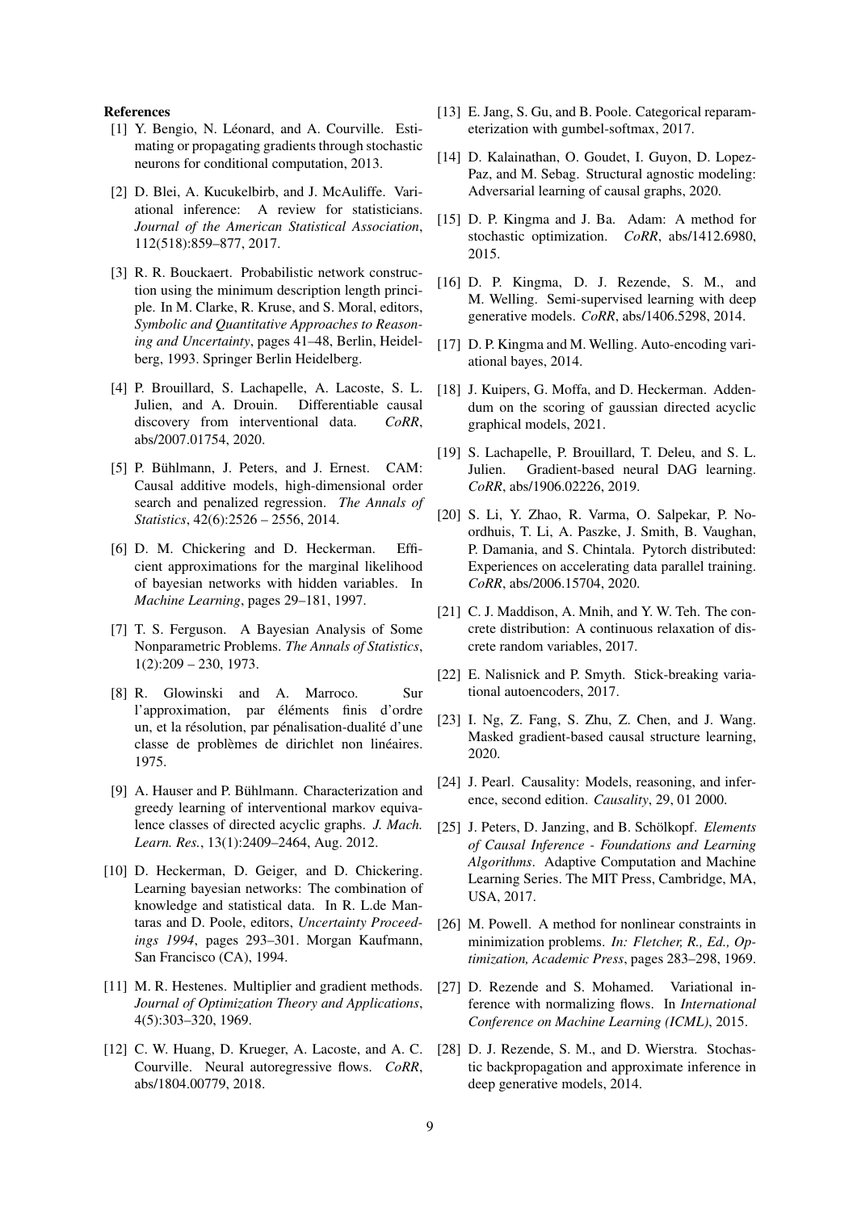## References

[1] Y. Bengio, N. Léonard, and A. Courville. Estimating or propagating gradients through stochastic neurons for conditional computation, 2013.

[2] D. Blei, A. Kucukelbirb, and J. McAuliffe. Variational inference: A review for statisticians. *Journal of the American Statistical Association*, 112(518):859–877, 2017.

[3] R. R. Bouckaert. Probabilistic network construction using the minimum description length principle. In M. Clarke, R. Kruse, and S. Moral, editors, *Symbolic and Quantitative Approaches to Reasoning and Uncertainty*, pages 41–48, Berlin, Heidelberg, 1993. Springer Berlin Heidelberg.

[4] P. Brouillard, S. Lachapelle, A. Lacoste, S. L. Julien, and A. Drouin. Differentiable causal discovery from interventional data. *CoRR*, abs/2007.01754, 2020.

[5] P. Bühlmann, J. Peters, and J. Ernest. CAM: Causal additive models, high-dimensional order search and penalized regression. *The Annals of Statistics*, 42(6):2526 – 2556, 2014.

[6] D. M. Chickering and D. Heckerman. Efficient approximations for the marginal likelihood of bayesian networks with hidden variables. In *Machine Learning*, pages 29–181, 1997.

[7] T. S. Ferguson. A Bayesian Analysis of Some Nonparametric Problems. *The Annals of Statistics*, 1(2):209 – 230, 1973.

[8] R. Glowinski and A. Marroco. Sur l'approximation, par éléments finis d'ordre un, et la résolution, par pénalisation-dualité d'une classe de problèmes de dirichlet non linéaires. 1975.

[9] A. Hauser and P. Bühlmann. Characterization and greedy learning of interventional markov equivalence classes of directed acyclic graphs. *J. Mach. Learn. Res.*, 13(1):2409–2464, Aug. 2012.

[10] D. Heckerman, D. Geiger, and D. Chickering. Learning bayesian networks: The combination of knowledge and statistical data. In R. L.de Mantaras and D. Poole, editors, *Uncertainty Proceedings 1994*, pages 293–301. Morgan Kaufmann, San Francisco (CA), 1994.

[11] M. R. Hestenes. Multiplier and gradient methods. *Journal of Optimization Theory and Applications*, 4(5):303–320, 1969.

[12] C. W. Huang, D. Krueger, A. Lacoste, and A. C. Courville. Neural autoregressive flows. *CoRR*, abs/1804.00779, 2018.

[13] E. Jang, S. Gu, and B. Poole. Categorical reparameterization with gumbel-softmax, 2017.

[14] D. Kalainathan, O. Goudet, I. Guyon, D. Lopez-Paz, and M. Sebag. Structural agnostic modeling: Adversarial learning of causal graphs, 2020.

[15] D. P. Kingma and J. Ba. Adam: A method for stochastic optimization. *CoRR*, abs/1412.6980, 2015.

[16] D. P. Kingma, D. J. Rezende, S. M., and M. Welling. Semi-supervised learning with deep generative models. *CoRR*, abs/1406.5298, 2014.

[17] D. P. Kingma and M. Welling. Auto-encoding variational bayes, 2014.

[18] J. Kuipers, G. Moffa, and D. Heckerman. Addendum on the scoring of gaussian directed acyclic graphical models, 2021.

[19] S. Lachapelle, P. Brouillard, T. Deleu, and S. L. Julien. Gradient-based neural DAG learning. *CoRR*, abs/1906.02226, 2019.

[20] S. Li, Y. Zhao, R. Varma, O. Salpekar, P. Noordhuis, T. Li, A. Paszke, J. Smith, B. Vaughan, P. Damania, and S. Chintala. Pytorch distributed: Experiences on accelerating data parallel training. *CoRR*, abs/2006.15704, 2020.

[21] C. J. Maddison, A. Mnih, and Y. W. Teh. The concrete distribution: A continuous relaxation of discrete random variables, 2017.

[22] E. Nalisnick and P. Smyth. Stick-breaking variational autoencoders, 2017.

[23] I. Ng, Z. Fang, S. Zhu, Z. Chen, and J. Wang. Masked gradient-based causal structure learning, 2020.

[24] J. Pearl. Causality: Models, reasoning, and inference, second edition. *Causality*, 29, 01 2000.

[25] J. Peters, D. Janzing, and B. Schölkopf. *Elements of Causal Inference - Foundations and Learning Algorithms*. Adaptive Computation and Machine Learning Series. The MIT Press, Cambridge, MA, USA, 2017.

[26] M. Powell. A method for nonlinear constraints in minimization problems. *In: Fletcher, R., Ed., Optimization, Academic Press*, pages 283–298, 1969.

[27] D. Rezende and S. Mohamed. Variational inference with normalizing flows. In *International Conference on Machine Learning (ICML)*, 2015.

[28] D. J. Rezende, S. M., and D. Wierstra. Stochastic backpropagation and approximate inference in deep generative models, 2014.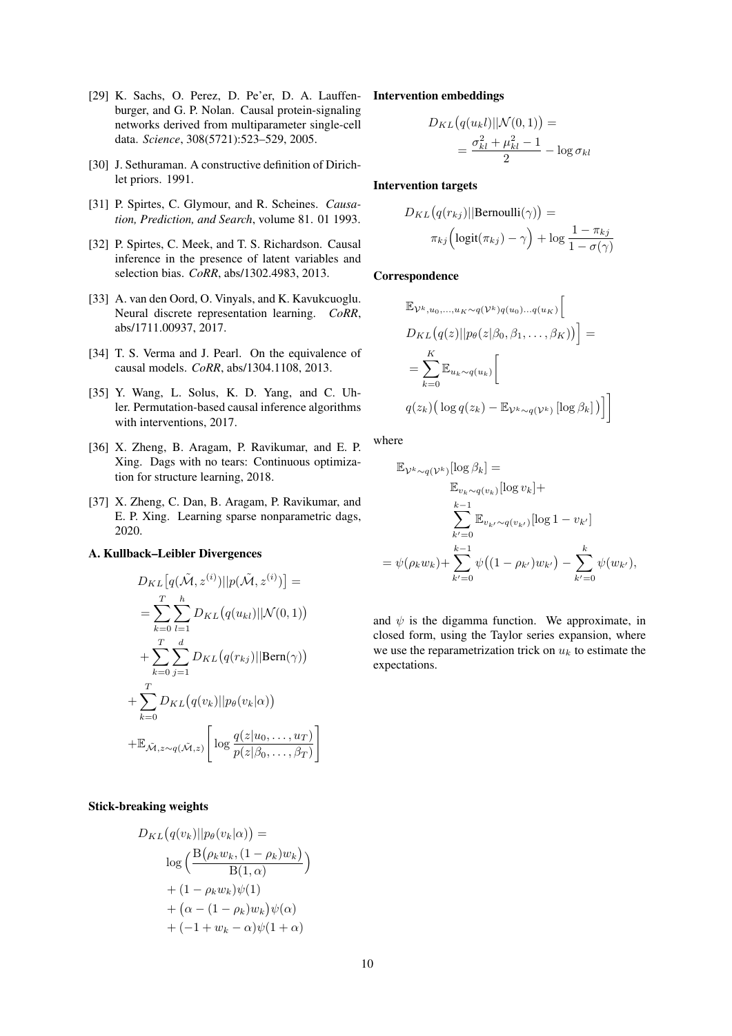[29] K. Sachs, O. Perez, D. Pe'er, D. A. Lauffenburger, and G. P. Nolan. Causal protein-signaling networks derived from multiparameter single-cell data. *Science*, 308(5721):523–529, 2005.

[30] J. Sethuraman. A constructive definition of Dirichlet priors. 1991.

[31] P. Spirtes, C. Glymour, and R. Scheines. *Causation, Prediction, and Search*, volume 81. 01 1993.

[32] P. Spirtes, C. Meek, and T. S. Richardson. Causal inference in the presence of latent variables and selection bias. *CoRR*, abs/1302.4983, 2013.

[33] A. van den Oord, O. Vinyals, and K. Kavukcuoglu. Neural discrete representation learning. *CoRR*, abs/1711.00937, 2017.

[34] T. S. Verma and J. Pearl. On the equivalence of causal models. *CoRR*, abs/1304.1108, 2013.

[35] Y. Wang, L. Solus, K. D. Yang, and C. Uhler. Permutation-based causal inference algorithms with interventions, 2017.

[36] X. Zheng, B. Aragam, P. Ravikumar, and E. P. Xing. Dags with no tears: Continuous optimization for structure learning, 2018.

[37] X. Zheng, C. Dan, B. Aragam, P. Ravikumar, and E. P. Xing. Learning sparse nonparametric dags, 2020.

## A. Kullback–Leibler Divergences

$$
\begin{aligned}
&D_{KL}\big[q(\tilde{\mathcal{M}}, z^{(i)}) || p(\tilde{\mathcal{M}}, z^{(i)})\big] = \\
&= \sum_{k=0}^{T} \sum_{l=1}^{h} D_{KL}\big(q(u_{kl}) || \mathcal{N}(0,1)\big) \\
&+ \sum_{k=0}^{T} \sum_{j=1}^{d} D_{KL}\big(q(r_{kj}) || \text{Bern}(\gamma)\big) \\
&+ \sum_{k=0}^{T} D_{KL}\big(q(v_k) || p_\theta(v_k|\alpha)\big) \\
&+ \mathbb{E}_{\tilde{\mathcal{M}}, z \sim q(\tilde{\mathcal{M}}, z)} \left[ \log \frac{q(z|u_0, \ldots, u_T)}{p(z|\beta_0, \ldots, \beta_T)} \right]
\end{aligned}
$$

**Stick-breaking weights**

$$
\begin{aligned}
&D_{KL}\big(q(v_k) || p_\theta(v_k|\alpha)\big) = \\
&\log\Big(\frac{\mathrm{B}\big(\rho_k w_k, (1-\rho_k) w_k\big)}{\mathrm{B}(1, \alpha)}\Big) \\
&+ (1 - \rho_k w_k)\psi(1) \\
&+ \big(\alpha - (1-\rho_k) w_k\big)\psi(\alpha) \\
&+ (-1 + w_k - \alpha)\psi(1+\alpha)
\end{aligned}
$$

**Intervention embeddings**

$$
\begin{aligned}
&D_{KL}\big(q(u_k l) || \mathcal{N}(0,1)\big) = \\
&= \frac{\sigma_{kl}^2 + \mu_{kl}^2 - 1}{2} - \log \sigma_{kl}
\end{aligned}
$$

**Intervention targets**

$$
\begin{aligned}
&D_{KL}\big(q(r_{kj}) || \text{Bernoulli}(\gamma)\big) = \\
&\pi_{kj}\Big(\text{logit}(\pi_{kj}) - \gamma\Big) + \log \frac{1-\pi_{kj}}{1-\sigma(\gamma)}
\end{aligned}
$$

**Correspondence**

$$
\begin{aligned}
&\mathbb{E}_{\mathcal{V}^k, u_0, \ldots, u_K \sim q(\mathcal{V}^k) q(u_0) \ldots q(u_K)} \Big[ \\
&D_{KL}\big(q(z) || p_\theta(z|\beta_0, \beta_1, \ldots, \beta_K)\big)\Big] = \\
&= \sum_{k=0}^{K} \mathbb{E}_{u_k \sim q(u_k)} \Big[ \\
&q(z_k)\big(\log q(z_k) - \mathbb{E}_{\mathcal{V}^k \sim q(\mathcal{V}^k)}\left[\log \beta_k\right]\big)\Big]\Big]
\end{aligned}
$$

where

$$
\begin{aligned}
&\mathbb{E}_{\mathcal{V}^k \sim q(\mathcal{V}^k)}[\log \beta_k] = \\
&\mathbb{E}_{v_k \sim q(v_k)}[\log v_k] + \\
&\sum_{k'=0}^{k-1} \mathbb{E}_{v_{k'} \sim q(v_{k'})}[\log 1 - v_{k'}] \\
&= \psi(\rho_k w_k) + \sum_{k'=0}^{k-1} \psi\big((1-\rho_{k'}) w_{k'}\big) - \sum_{k'=0}^{k} \psi(w_{k'}),
\end{aligned}
$$

and $\psi$ is the digamma function. We approximate, in closed form, using the Taylor series expansion, where we use the reparametrization trick on $u_k$ to estimate the expectations.